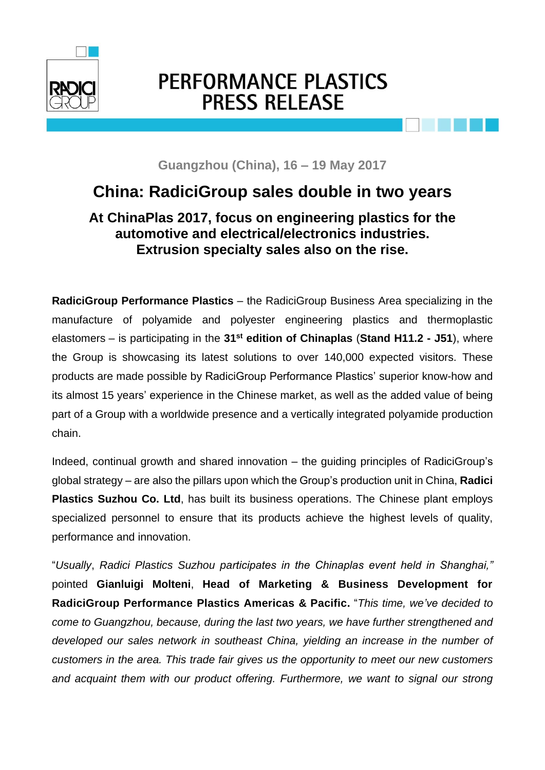# PERFORMANCE PLASTICS PRESS RELEASE

**Guangzhou (China), 16 – 19 May 2017**

## China: RadiciGroup sales double in two years

### At ChinaPlas 2017, focus on engineering plastics for the automotive and electrical/electronics industries. Extrusion specialty sales also on the rise.

**RadiciGroup Performance Plastics** – the RadiciGroup Business Area specializing in the manufacture of polyamide and polyester engineering plastics and thermoplastic elastomers – is participating in the **31st edition of Chinaplas** (**Stand H11.2 - J51**), where the Group is showcasing its latest solutions to over 140,000 expected visitors. These products are made possible by RadiciGroup Performance Plastics' superior know-how and its almost 15 years' experience in the Chinese market, as well as the added value of being part of a Group with a worldwide presence and a vertically integrated polyamide production chain.

Indeed, continual growth and shared innovation – the guiding principles of RadiciGroup's global strategy – are also the pillars upon which the Group's production unit in China, **Radici Plastics Suzhou Co. Ltd**, has built its business operations. The Chinese plant employs specialized personnel to ensure that its products achieve the highest levels of quality, performance and innovation.

"*Usually*, *Radici Plastics Suzhou participates in the Chinaplas event held in Shanghai,"* pointed **Gianluigi Molteni**, **Head of Marketing & Business Development for RadiciGroup Performance Plastics Americas & Pacific.** "*This time, we've decided to come to Guangzhou, because, during the last two years, we have further strengthened and developed our sales network in southeast China, yielding an increase in the number of customers in the area. This trade fair gives us the opportunity to meet our new customers and acquaint them with our product offering. Furthermore, we want to signal our strong*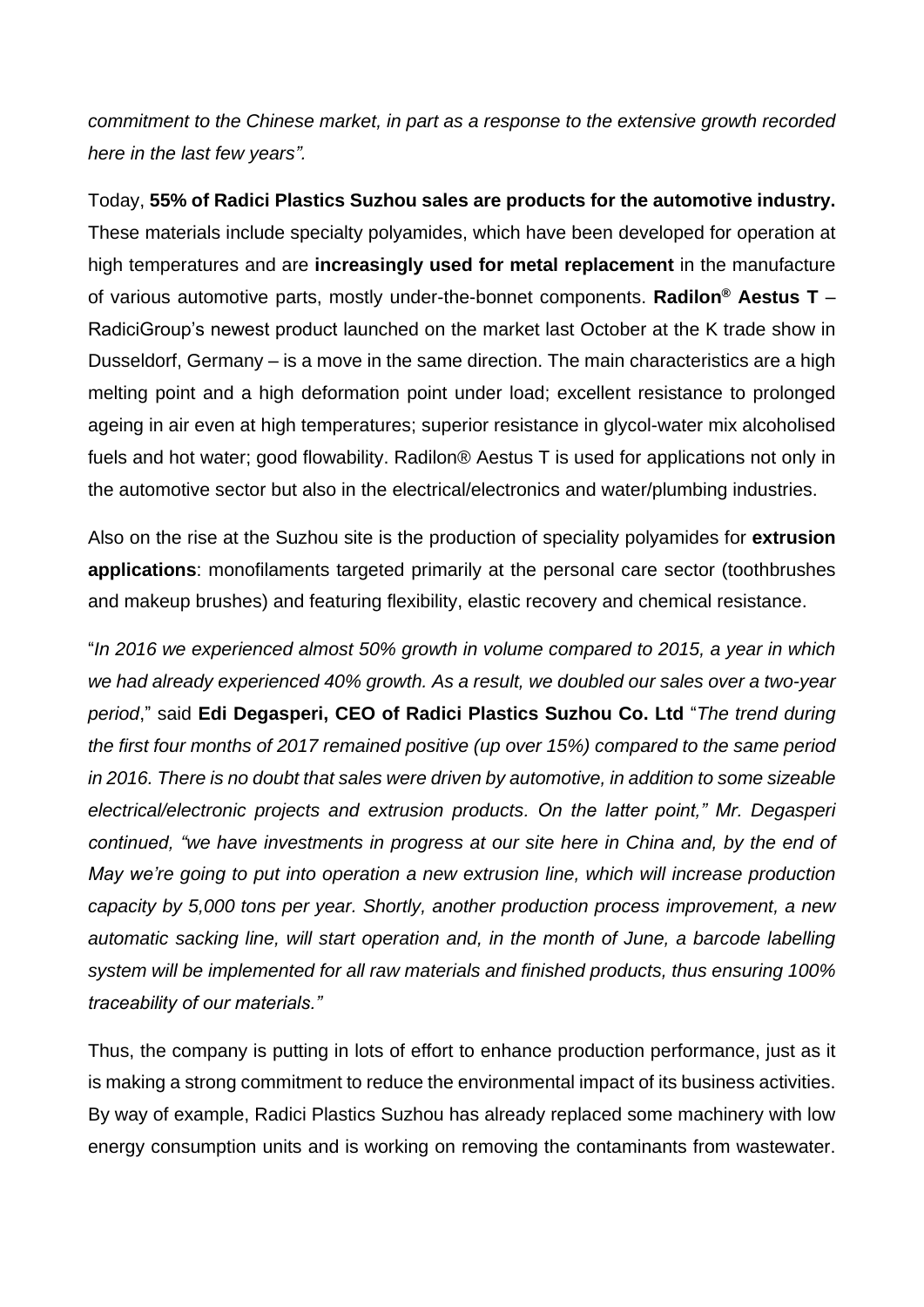*commitment to the Chinese market, in part as a response to the extensive growth recorded here in the last few years".*

Today, **55% of Radici Plastics Suzhou sales are products for the automotive industry.** These materials include specialty polyamides, which have been developed for operation at high temperatures and are **increasingly used for metal replacement** in the manufacture of various automotive parts, mostly under-the-bonnet components. **Radilon® Aestus T** – RadiciGroup's newest product launched on the market last October at the K trade show in Dusseldorf, Germany – is a move in the same direction. The main characteristics are a high melting point and a high deformation point under load; excellent resistance to prolonged ageing in air even at high temperatures; superior resistance in glycol-water mix alcoholised fuels and hot water; good flowability. Radilon® Aestus T is used for applications not only in the automotive sector but also in the electrical/electronics and water/plumbing industries.

Also on the rise at the Suzhou site is the production of speciality polyamides for **extrusion applications**: monofilaments targeted primarily at the personal care sector (toothbrushes and makeup brushes) and featuring flexibility, elastic recovery and chemical resistance.

"*In 2016 we experienced almost 50% growth in volume compared to 2015, a year in which we had already experienced 40% growth. As a result, we doubled our sales over a two-year period*," said **Edi Degasperi, CEO of Radici Plastics Suzhou Co. Ltd** "*The trend during the first four months of 2017 remained positive (up over 15%) compared to the same period in 2016. There is no doubt that sales were driven by automotive, in addition to some sizeable electrical/electronic projects and extrusion products. On the latter point," Mr. Degasperi continued, "we have investments in progress at our site here in China and, by the end of May we're going to put into operation a new extrusion line, which will increase production capacity by 5,000 tons per year. Shortly, another production process improvement, a new automatic sacking line, will start operation and, in the month of June, a barcode labelling system will be implemented for all raw materials and finished products, thus ensuring 100% traceability of our materials."*

Thus, the company is putting in lots of effort to enhance production performance, just as it is making a strong commitment to reduce the environmental impact of its business activities. By way of example, Radici Plastics Suzhou has already replaced some machinery with low energy consumption units and is working on removing the contaminants from wastewater.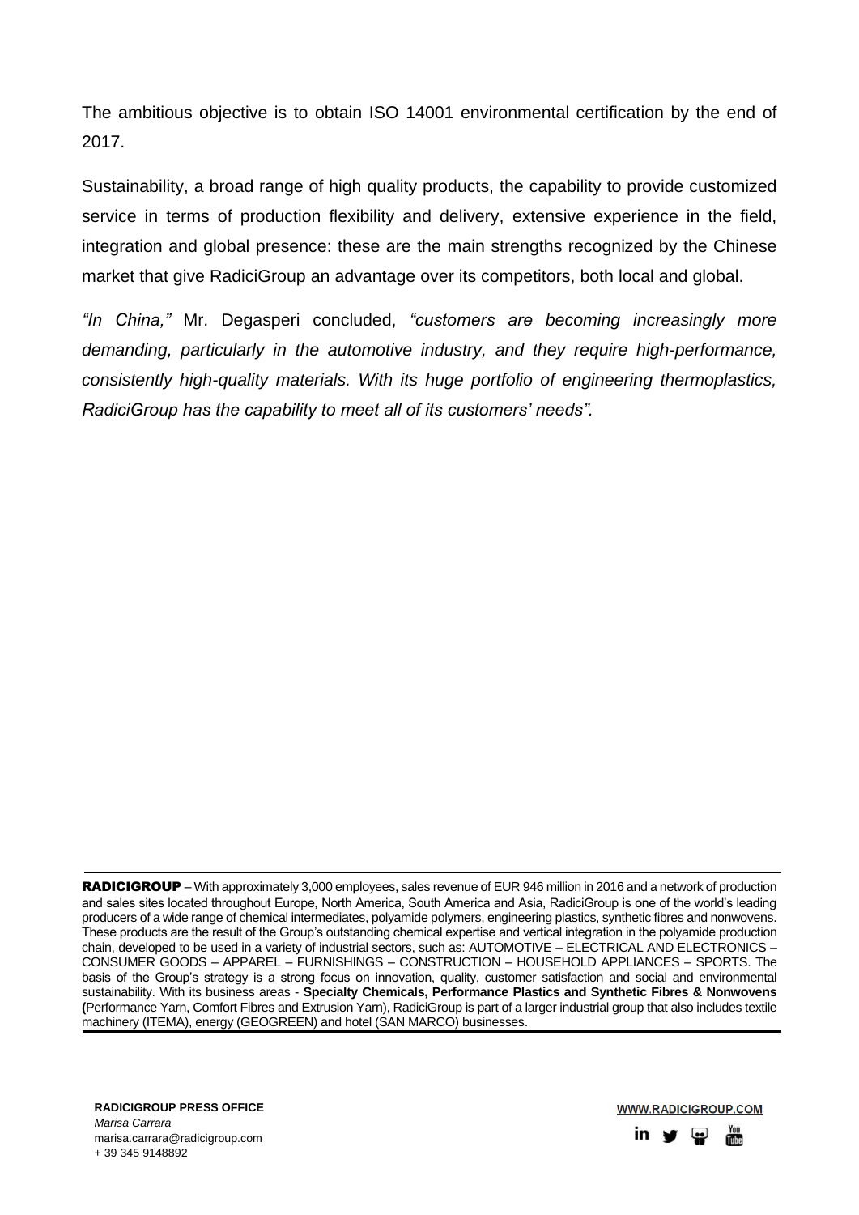The ambitious objective is to obtain ISO 14001 environmental certification by the end of 2017.

Sustainability, a broad range of high quality products, the capability to provide customized service in terms of production flexibility and delivery, extensive experience in the field, integration and global presence: these are the main strengths recognized by the Chinese market that give RadiciGroup an advantage over its competitors, both local and global.

*"In China,"* Mr. Degasperi concluded, *"customers are becoming increasingly more demanding, particularly in the automotive industry, and they require high-performance, consistently high-quality materials. With its huge portfolio of engineering thermoplastics, RadiciGroup has the capability to meet all of its customers' needs".*

---

**RADICIGROUP** – With approximately 3,000 employees, sales revenue of EUR 946 million in 2016 and a network of production and sales sites located throughout Europe, North America, South America and Asia, RadiciGroup is one of the world's leading producers of a wide range of chemical intermediates, polyamide polymers, engineering plastics, synthetic fibres and nonwovens. These products are the result of the Group's outstanding chemical expertise and vertical integration in the polyamide production chain, developed to be used in a variety of industrial sectors, such as: AUTOMOTIVE – ELECTRICAL AND ELECTRONICS – CONSUMER GOODS – APPAREL – FURNISHINGS – CONSTRUCTION – HOUSEHOLD APPLIANCES – SPORTS. The basis of the Group's strategy is a strong focus on innovation, quality, customer satisfaction and social and environmental sustainability. With its business areas - **Specialty Chemicals, Performance Plastics and Synthetic Fibres & Nonwovens (**Performance Yarn, Comfort Fibres and Extrusion Yarn), RadiciGroup is part of a larger industrial group that also includes textile machinery (ITEMA), energy (GEOGREEN) and hotel (SAN MARCO) businesses.

---

**RADICIGROUP PRESS OFFICE**
*Marisa Carrara*
marisa.carrara@radicigroup.com
+ 39 345 9148892

WWW.RADICIGROUP.COM